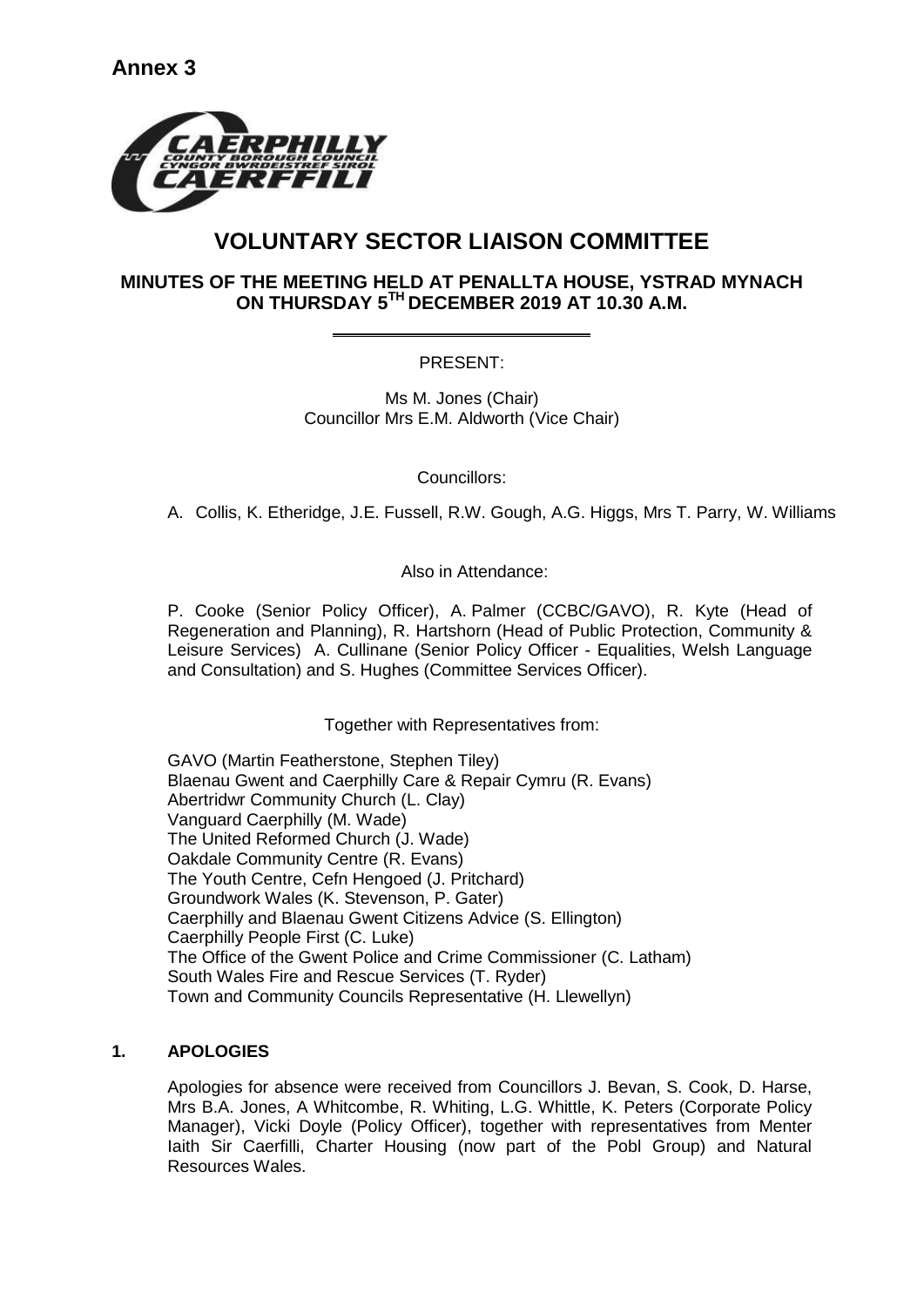**Annex 3**

# VOLUNTARY SECTOR LIAISON COMMITTEE

## MINUTES OF THE MEETING HELD AT PENALLTA HOUSE, YSTRAD MYNACH ON THURSDAY 5TH DECEMBER 2019 AT 10.30 A.M.

PRESENT:

Ms M. Jones (Chair)
Councillor Mrs E.M. Aldworth (Vice Chair)

Councillors:

A. Collis, K. Etheridge, J.E. Fussell, R.W. Gough, A.G. Higgs, Mrs T. Parry, W. Williams

Also in Attendance:

P. Cooke (Senior Policy Officer), A. Palmer (CCBC/GAVO), R. Kyte (Head of Regeneration and Planning), R. Hartshorn (Head of Public Protection, Community & Leisure Services) A. Cullinane (Senior Policy Officer - Equalities, Welsh Language and Consultation) and S. Hughes (Committee Services Officer).

Together with Representatives from:

GAVO (Martin Featherstone, Stephen Tiley)
Blaenau Gwent and Caerphilly Care & Repair Cymru (R. Evans)
Abertridwr Community Church (L. Clay)
Vanguard Caerphilly (M. Wade)
The United Reformed Church (J. Wade)
Oakdale Community Centre (R. Evans)
The Youth Centre, Cefn Hengoed (J. Pritchard)
Groundwork Wales (K. Stevenson, P. Gater)
Caerphilly and Blaenau Gwent Citizens Advice (S. Ellington)
Caerphilly People First (C. Luke)
The Office of the Gwent Police and Crime Commissioner (C. Latham)
South Wales Fire and Rescue Services (T. Ryder)
Town and Community Councils Representative (H. Llewellyn)

### 1. APOLOGIES

Apologies for absence were received from Councillors J. Bevan, S. Cook, D. Harse, Mrs B.A. Jones, A Whitcombe, R. Whiting, L.G. Whittle, K. Peters (Corporate Policy Manager), Vicki Doyle (Policy Officer), together with representatives from Menter Iaith Sir Caerfilli, Charter Housing (now part of the Pobl Group) and Natural Resources Wales.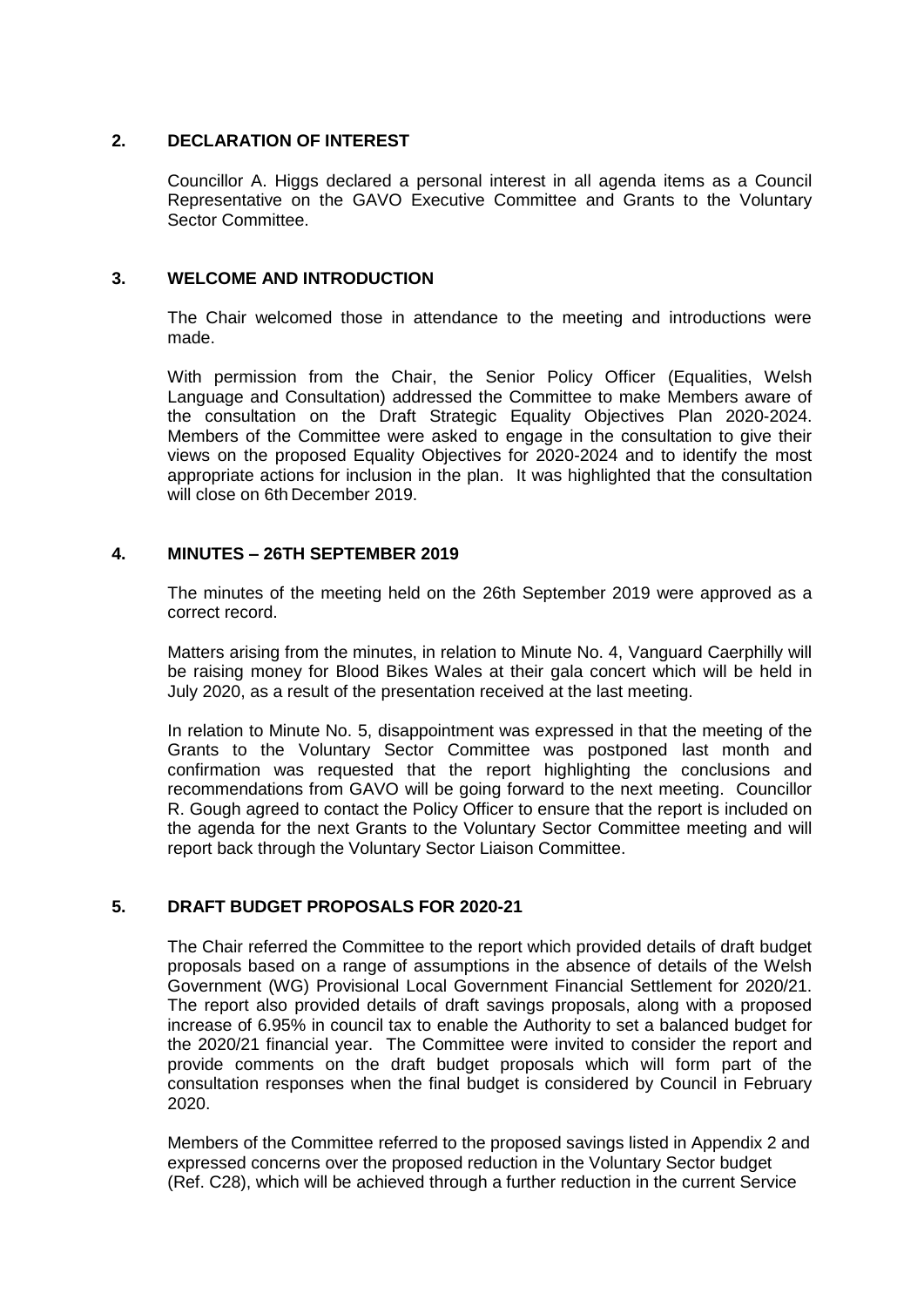## 2. DECLARATION OF INTEREST

Councillor A. Higgs declared a personal interest in all agenda items as a Council Representative on the GAVO Executive Committee and Grants to the Voluntary Sector Committee.

## 3. WELCOME AND INTRODUCTION

The Chair welcomed those in attendance to the meeting and introductions were made.

With permission from the Chair, the Senior Policy Officer (Equalities, Welsh Language and Consultation) addressed the Committee to make Members aware of the consultation on the Draft Strategic Equality Objectives Plan 2020-2024. Members of the Committee were asked to engage in the consultation to give their views on the proposed Equality Objectives for 2020-2024 and to identify the most appropriate actions for inclusion in the plan. It was highlighted that the consultation will close on 6th December 2019.

## 4. MINUTES – 26TH SEPTEMBER 2019

The minutes of the meeting held on the 26th September 2019 were approved as a correct record.

Matters arising from the minutes, in relation to Minute No. 4, Vanguard Caerphilly will be raising money for Blood Bikes Wales at their gala concert which will be held in July 2020, as a result of the presentation received at the last meeting.

In relation to Minute No. 5, disappointment was expressed in that the meeting of the Grants to the Voluntary Sector Committee was postponed last month and confirmation was requested that the report highlighting the conclusions and recommendations from GAVO will be going forward to the next meeting. Councillor R. Gough agreed to contact the Policy Officer to ensure that the report is included on the agenda for the next Grants to the Voluntary Sector Committee meeting and will report back through the Voluntary Sector Liaison Committee.

## 5. DRAFT BUDGET PROPOSALS FOR 2020-21

The Chair referred the Committee to the report which provided details of draft budget proposals based on a range of assumptions in the absence of details of the Welsh Government (WG) Provisional Local Government Financial Settlement for 2020/21. The report also provided details of draft savings proposals, along with a proposed increase of 6.95% in council tax to enable the Authority to set a balanced budget for the 2020/21 financial year. The Committee were invited to consider the report and provide comments on the draft budget proposals which will form part of the consultation responses when the final budget is considered by Council in February 2020.

Members of the Committee referred to the proposed savings listed in Appendix 2 and expressed concerns over the proposed reduction in the Voluntary Sector budget (Ref. C28), which will be achieved through a further reduction in the current Service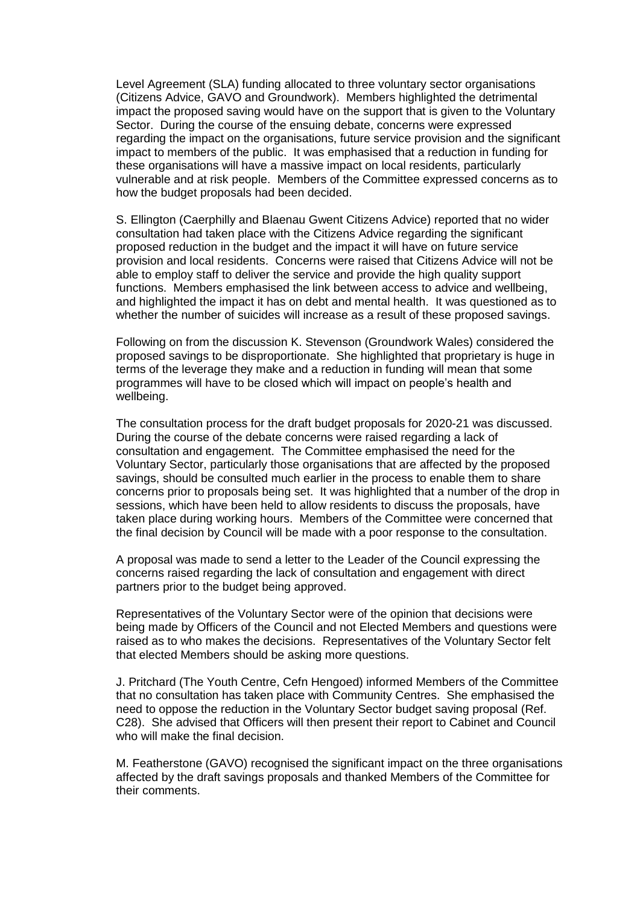Level Agreement (SLA) funding allocated to three voluntary sector organisations (Citizens Advice, GAVO and Groundwork). Members highlighted the detrimental impact the proposed saving would have on the support that is given to the Voluntary Sector. During the course of the ensuing debate, concerns were expressed regarding the impact on the organisations, future service provision and the significant impact to members of the public. It was emphasised that a reduction in funding for these organisations will have a massive impact on local residents, particularly vulnerable and at risk people. Members of the Committee expressed concerns as to how the budget proposals had been decided.

S. Ellington (Caerphilly and Blaenau Gwent Citizens Advice) reported that no wider consultation had taken place with the Citizens Advice regarding the significant proposed reduction in the budget and the impact it will have on future service provision and local residents. Concerns were raised that Citizens Advice will not be able to employ staff to deliver the service and provide the high quality support functions. Members emphasised the link between access to advice and wellbeing, and highlighted the impact it has on debt and mental health. It was questioned as to whether the number of suicides will increase as a result of these proposed savings.

Following on from the discussion K. Stevenson (Groundwork Wales) considered the proposed savings to be disproportionate. She highlighted that proprietary is huge in terms of the leverage they make and a reduction in funding will mean that some programmes will have to be closed which will impact on people's health and wellbeing.

The consultation process for the draft budget proposals for 2020-21 was discussed. During the course of the debate concerns were raised regarding a lack of consultation and engagement. The Committee emphasised the need for the Voluntary Sector, particularly those organisations that are affected by the proposed savings, should be consulted much earlier in the process to enable them to share concerns prior to proposals being set. It was highlighted that a number of the drop in sessions, which have been held to allow residents to discuss the proposals, have taken place during working hours. Members of the Committee were concerned that the final decision by Council will be made with a poor response to the consultation.

A proposal was made to send a letter to the Leader of the Council expressing the concerns raised regarding the lack of consultation and engagement with direct partners prior to the budget being approved.

Representatives of the Voluntary Sector were of the opinion that decisions were being made by Officers of the Council and not Elected Members and questions were raised as to who makes the decisions. Representatives of the Voluntary Sector felt that elected Members should be asking more questions.

J. Pritchard (The Youth Centre, Cefn Hengoed) informed Members of the Committee that no consultation has taken place with Community Centres. She emphasised the need to oppose the reduction in the Voluntary Sector budget saving proposal (Ref. C28). She advised that Officers will then present their report to Cabinet and Council who will make the final decision.

M. Featherstone (GAVO) recognised the significant impact on the three organisations affected by the draft savings proposals and thanked Members of the Committee for their comments.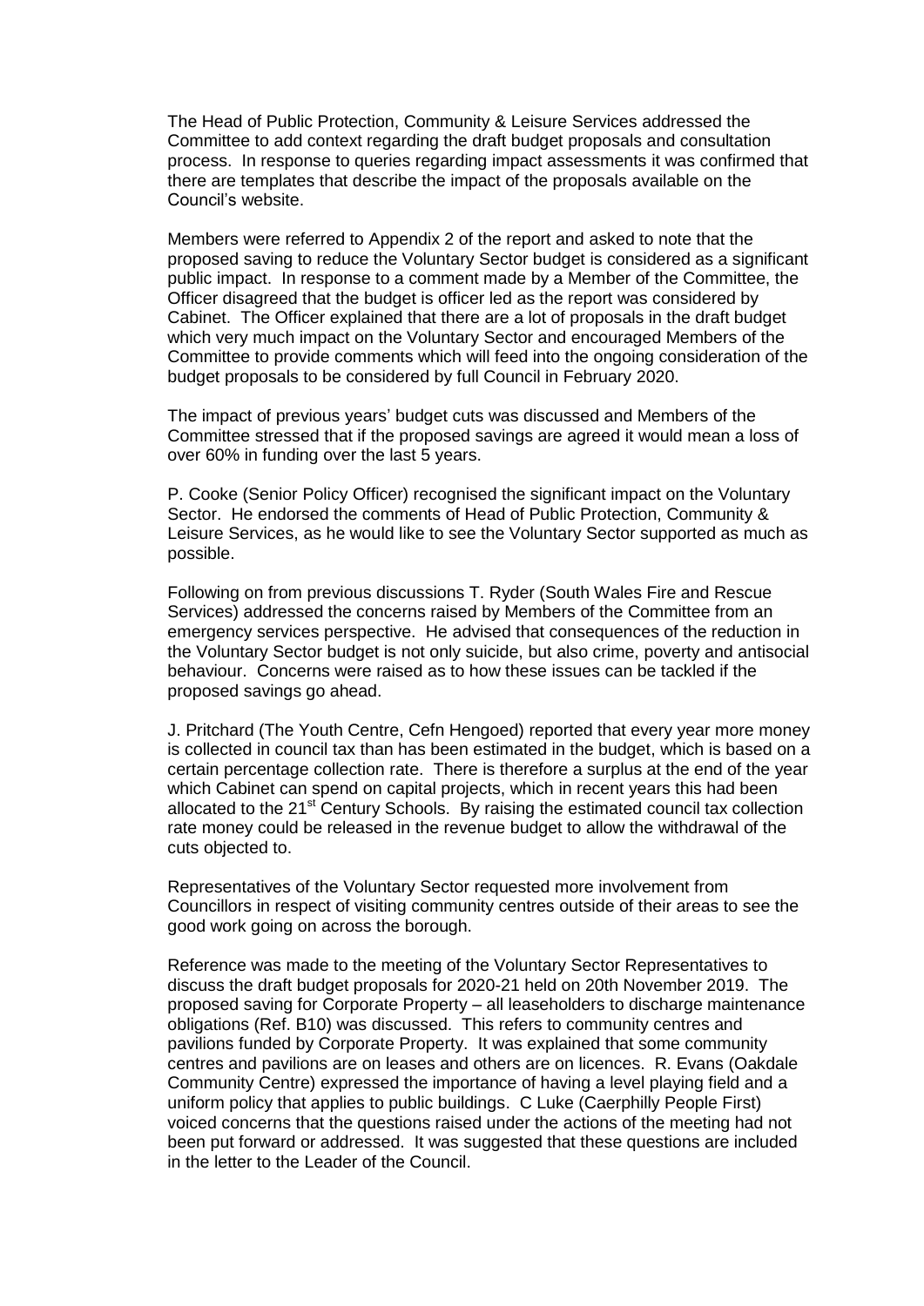The Head of Public Protection, Community & Leisure Services addressed the Committee to add context regarding the draft budget proposals and consultation process. In response to queries regarding impact assessments it was confirmed that there are templates that describe the impact of the proposals available on the Council's website.

Members were referred to Appendix 2 of the report and asked to note that the proposed saving to reduce the Voluntary Sector budget is considered as a significant public impact. In response to a comment made by a Member of the Committee, the Officer disagreed that the budget is officer led as the report was considered by Cabinet. The Officer explained that there are a lot of proposals in the draft budget which very much impact on the Voluntary Sector and encouraged Members of the Committee to provide comments which will feed into the ongoing consideration of the budget proposals to be considered by full Council in February 2020.

The impact of previous years' budget cuts was discussed and Members of the Committee stressed that if the proposed savings are agreed it would mean a loss of over 60% in funding over the last 5 years.

P. Cooke (Senior Policy Officer) recognised the significant impact on the Voluntary Sector. He endorsed the comments of Head of Public Protection, Community & Leisure Services, as he would like to see the Voluntary Sector supported as much as possible.

Following on from previous discussions T. Ryder (South Wales Fire and Rescue Services) addressed the concerns raised by Members of the Committee from an emergency services perspective. He advised that consequences of the reduction in the Voluntary Sector budget is not only suicide, but also crime, poverty and antisocial behaviour. Concerns were raised as to how these issues can be tackled if the proposed savings go ahead.

J. Pritchard (The Youth Centre, Cefn Hengoed) reported that every year more money is collected in council tax than has been estimated in the budget, which is based on a certain percentage collection rate. There is therefore a surplus at the end of the year which Cabinet can spend on capital projects, which in recent years this had been allocated to the 21st Century Schools. By raising the estimated council tax collection rate money could be released in the revenue budget to allow the withdrawal of the cuts objected to.

Representatives of the Voluntary Sector requested more involvement from Councillors in respect of visiting community centres outside of their areas to see the good work going on across the borough.

Reference was made to the meeting of the Voluntary Sector Representatives to discuss the draft budget proposals for 2020-21 held on 20th November 2019. The proposed saving for Corporate Property – all leaseholders to discharge maintenance obligations (Ref. B10) was discussed. This refers to community centres and pavilions funded by Corporate Property. It was explained that some community centres and pavilions are on leases and others are on licences. R. Evans (Oakdale Community Centre) expressed the importance of having a level playing field and a uniform policy that applies to public buildings. C Luke (Caerphilly People First) voiced concerns that the questions raised under the actions of the meeting had not been put forward or addressed. It was suggested that these questions are included in the letter to the Leader of the Council.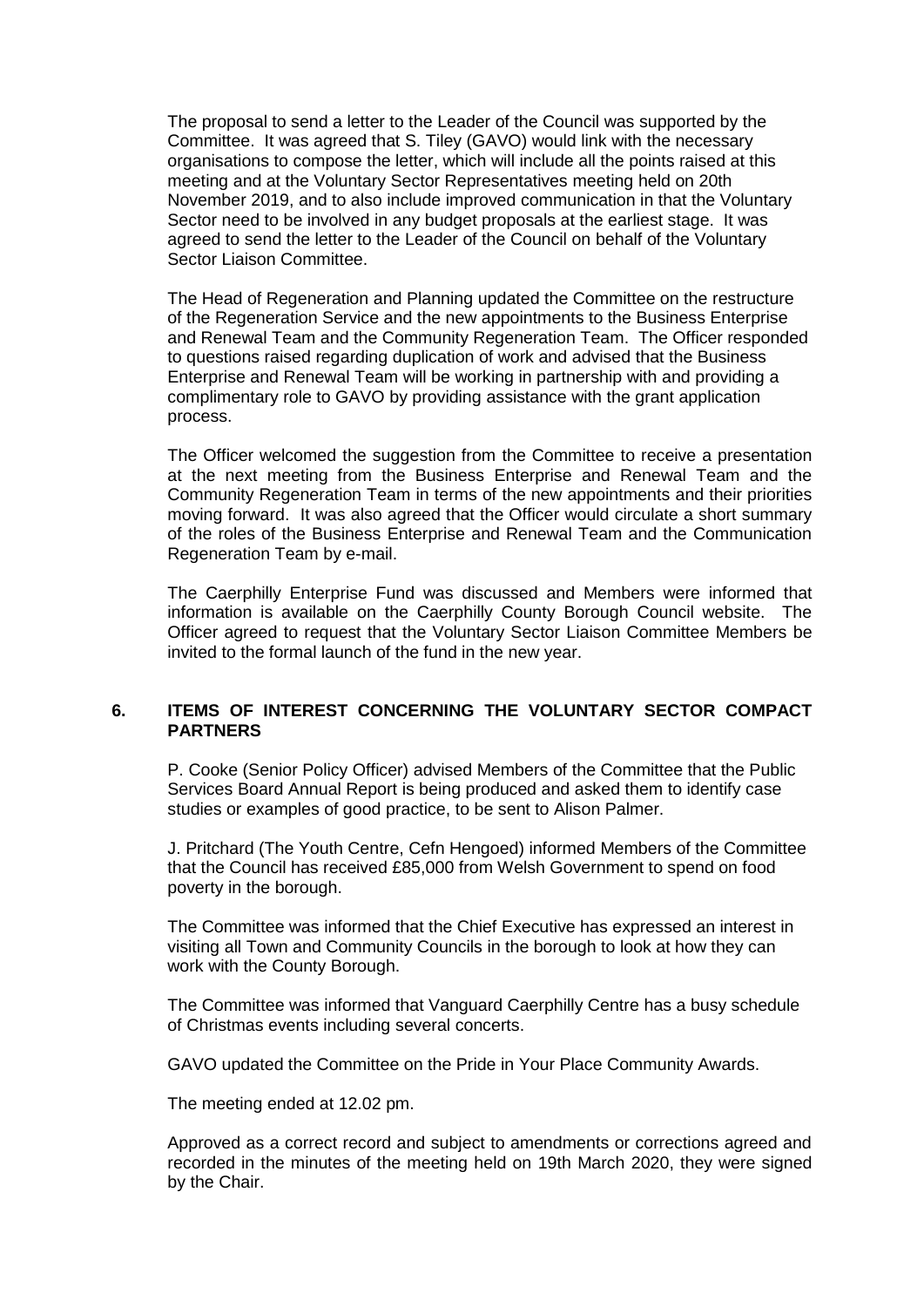The proposal to send a letter to the Leader of the Council was supported by the Committee. It was agreed that S. Tiley (GAVO) would link with the necessary organisations to compose the letter, which will include all the points raised at this meeting and at the Voluntary Sector Representatives meeting held on 20th November 2019, and to also include improved communication in that the Voluntary Sector need to be involved in any budget proposals at the earliest stage. It was agreed to send the letter to the Leader of the Council on behalf of the Voluntary Sector Liaison Committee.

The Head of Regeneration and Planning updated the Committee on the restructure of the Regeneration Service and the new appointments to the Business Enterprise and Renewal Team and the Community Regeneration Team. The Officer responded to questions raised regarding duplication of work and advised that the Business Enterprise and Renewal Team will be working in partnership with and providing a complimentary role to GAVO by providing assistance with the grant application process.

The Officer welcomed the suggestion from the Committee to receive a presentation at the next meeting from the Business Enterprise and Renewal Team and the Community Regeneration Team in terms of the new appointments and their priorities moving forward. It was also agreed that the Officer would circulate a short summary of the roles of the Business Enterprise and Renewal Team and the Communication Regeneration Team by e-mail.

The Caerphilly Enterprise Fund was discussed and Members were informed that information is available on the Caerphilly County Borough Council website. The Officer agreed to request that the Voluntary Sector Liaison Committee Members be invited to the formal launch of the fund in the new year.

## 6. ITEMS OF INTEREST CONCERNING THE VOLUNTARY SECTOR COMPACT PARTNERS

P. Cooke (Senior Policy Officer) advised Members of the Committee that the Public Services Board Annual Report is being produced and asked them to identify case studies or examples of good practice, to be sent to Alison Palmer.

J. Pritchard (The Youth Centre, Cefn Hengoed) informed Members of the Committee that the Council has received £85,000 from Welsh Government to spend on food poverty in the borough.

The Committee was informed that the Chief Executive has expressed an interest in visiting all Town and Community Councils in the borough to look at how they can work with the County Borough.

The Committee was informed that Vanguard Caerphilly Centre has a busy schedule of Christmas events including several concerts.

GAVO updated the Committee on the Pride in Your Place Community Awards.

The meeting ended at 12.02 pm.

Approved as a correct record and subject to amendments or corrections agreed and recorded in the minutes of the meeting held on 19th March 2020, they were signed by the Chair.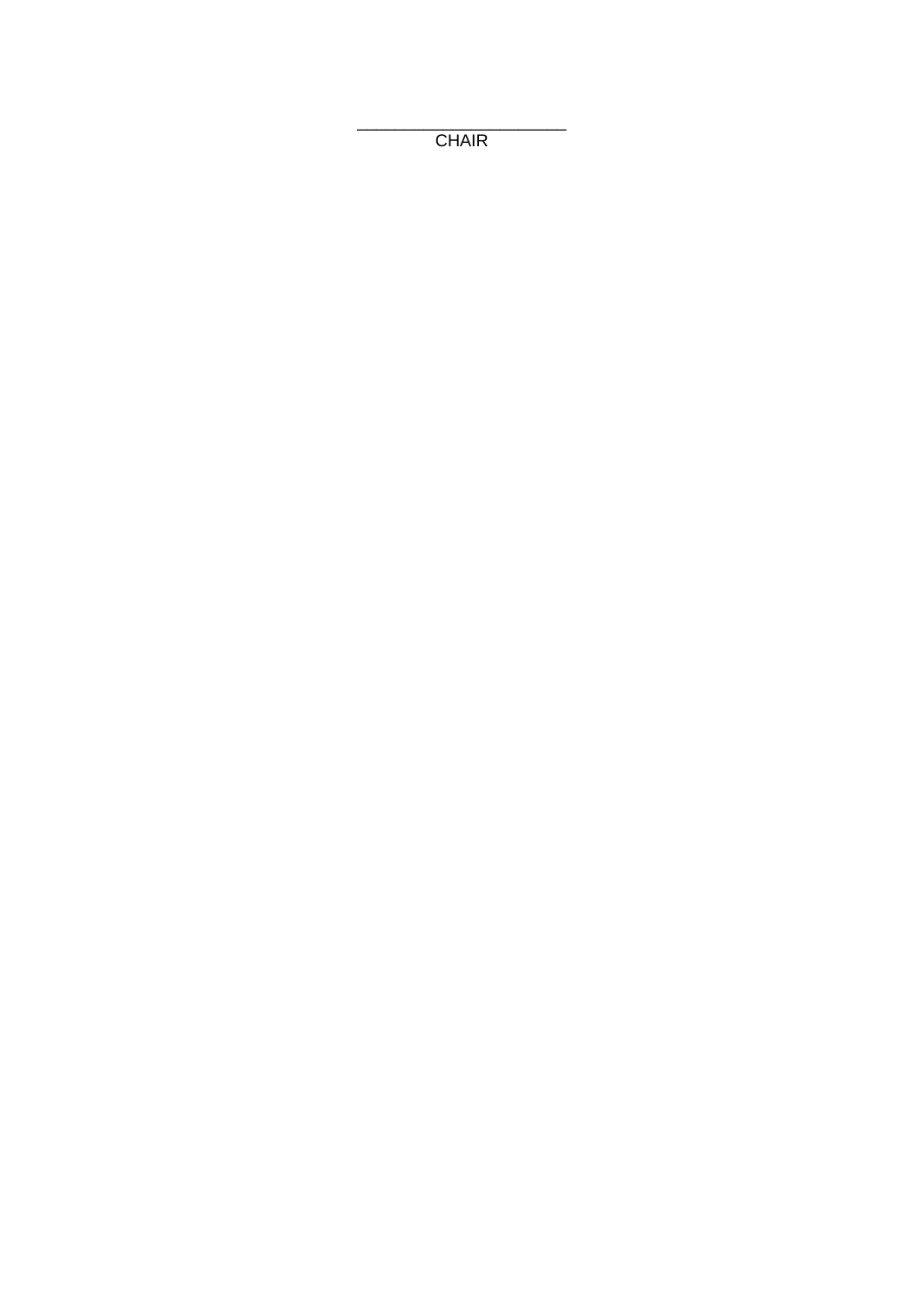_______________________

CHAIR